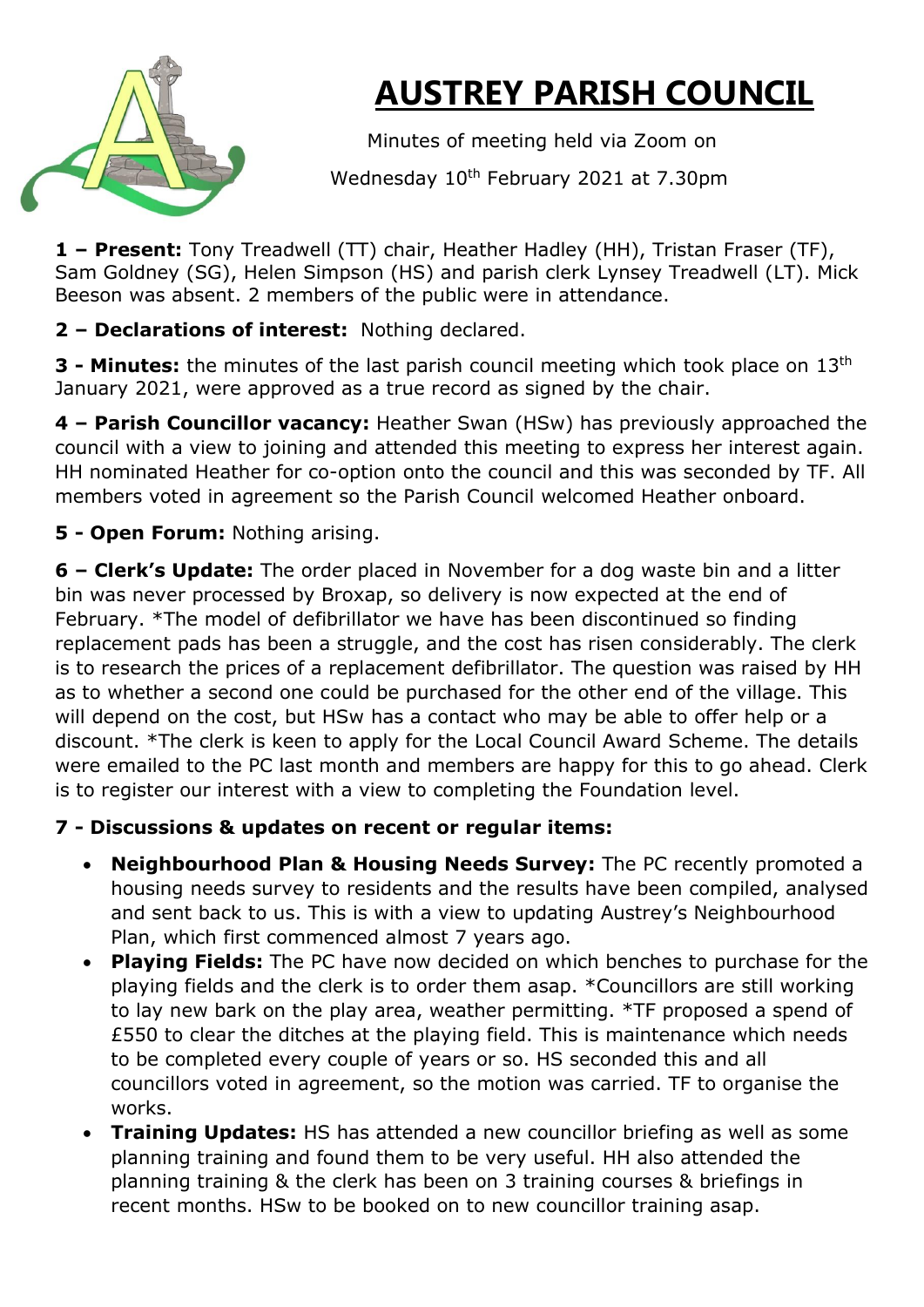# AUSTREY PARISH COUNCIL

Minutes of meeting held via Zoom on

Wednesday 10th February 2021 at 7.30pm

**1 – Present:** Tony Treadwell (TT) chair, Heather Hadley (HH), Tristan Fraser (TF), Sam Goldney (SG), Helen Simpson (HS) and parish clerk Lynsey Treadwell (LT). Mick Beeson was absent. 2 members of the public were in attendance.

**2 – Declarations of interest:** Nothing declared.

**3 - Minutes:** the minutes of the last parish council meeting which took place on 13th January 2021, were approved as a true record as signed by the chair.

**4 – Parish Councillor vacancy:** Heather Swan (HSw) has previously approached the council with a view to joining and attended this meeting to express her interest again. HH nominated Heather for co-option onto the council and this was seconded by TF. All members voted in agreement so the Parish Council welcomed Heather onboard.

**5 - Open Forum:** Nothing arising.

**6 – Clerk's Update:** The order placed in November for a dog waste bin and a litter bin was never processed by Broxap, so delivery is now expected at the end of February. *The model of defibrillator we have has been discontinued so finding replacement pads has been a struggle, and the cost has risen considerably. The clerk is to research the prices of a replacement defibrillator. The question was raised by HH as to whether a second one could be purchased for the other end of the village. This will depend on the cost, but HSw has a contact who may be able to offer help or a discount. *The clerk is keen to apply for the Local Council Award Scheme. The details were emailed to the PC last month and members are happy for this to go ahead. Clerk is to register our interest with a view to completing the Foundation level.

**7 - Discussions & updates on recent or regular items:**

- **Neighbourhood Plan & Housing Needs Survey:** The PC recently promoted a housing needs survey to residents and the results have been compiled, analysed and sent back to us. This is with a view to updating Austrey's Neighbourhood Plan, which first commenced almost 7 years ago.
- **Playing Fields:** The PC have now decided on which benches to purchase for the playing fields and the clerk is to order them asap. *Councillors are still working to lay new bark on the play area, weather permitting. *TF proposed a spend of £550 to clear the ditches at the playing field. This is maintenance which needs to be completed every couple of years or so. HS seconded this and all councillors voted in agreement, so the motion was carried. TF to organise the works.
- **Training Updates:** HS has attended a new councillor briefing as well as some planning training and found them to be very useful. HH also attended the planning training & the clerk has been on 3 training courses & briefings in recent months. HSw to be booked on to new councillor training asap.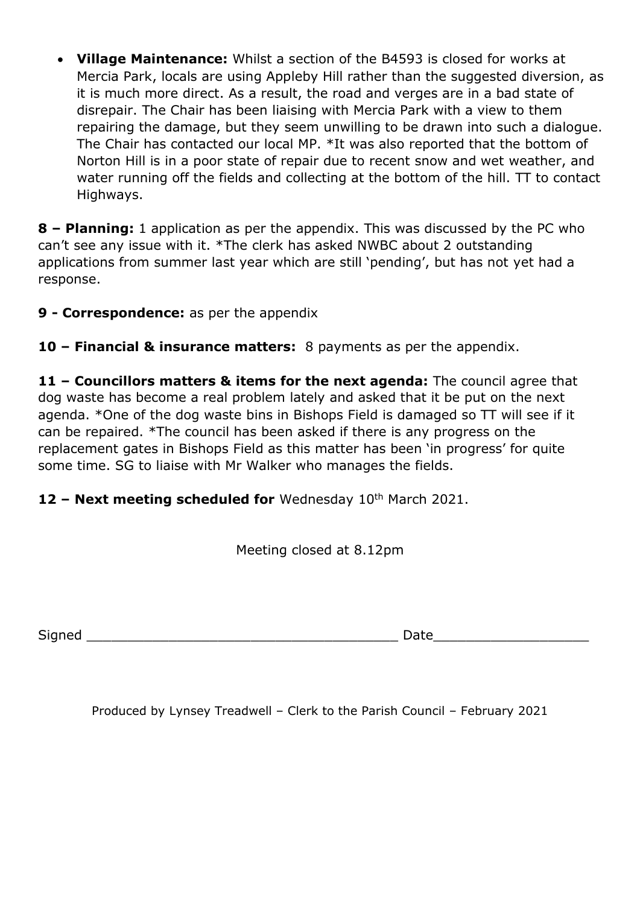- **Village Maintenance:** Whilst a section of the B4593 is closed for works at Mercia Park, locals are using Appleby Hill rather than the suggested diversion, as it is much more direct. As a result, the road and verges are in a bad state of disrepair. The Chair has been liaising with Mercia Park with a view to them repairing the damage, but they seem unwilling to be drawn into such a dialogue. The Chair has contacted our local MP. *It was also reported that the bottom of Norton Hill is in a poor state of repair due to recent snow and wet weather, and water running off the fields and collecting at the bottom of the hill. TT to contact Highways.

**8 – Planning:** 1 application as per the appendix. This was discussed by the PC who can't see any issue with it. *The clerk has asked NWBC about 2 outstanding applications from summer last year which are still 'pending', but has not yet had a response.

**9 - Correspondence:** as per the appendix

**10 – Financial & insurance matters:** 8 payments as per the appendix.

**11 – Councillors matters & items for the next agenda:** The council agree that dog waste has become a real problem lately and asked that it be put on the next agenda. *One of the dog waste bins in Bishops Field is damaged so TT will see if it can be repaired. *The council has been asked if there is any progress on the replacement gates in Bishops Field as this matter has been 'in progress' for quite some time. SG to liaise with Mr Walker who manages the fields.

**12 – Next meeting scheduled for** Wednesday 10th March 2021.

Meeting closed at 8.12pm

Signed ______________________________________ Date___________________

Produced by Lynsey Treadwell – Clerk to the Parish Council – February 2021